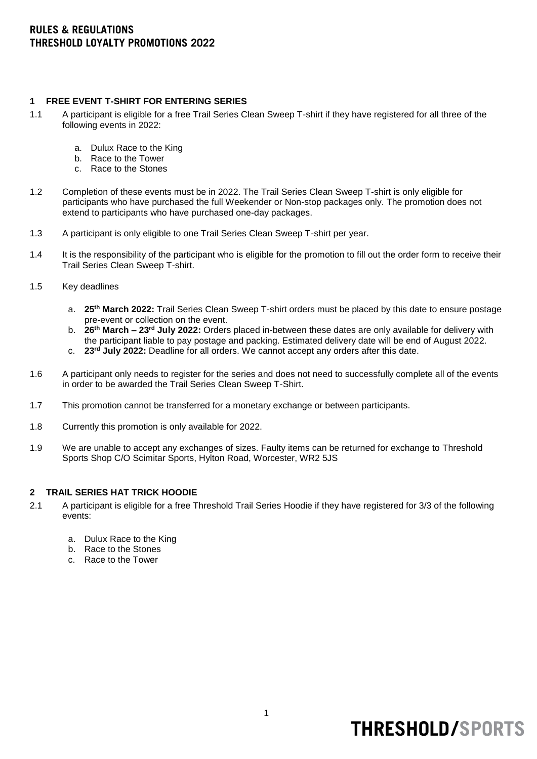# RULES & REGULATIONS
# THRESHOLD LOYALTY PROMOTIONS 2022

## 1 FREE EVENT T-SHIRT FOR ENTERING SERIES

1.1 A participant is eligible for a free Trail Series Clean Sweep T-shirt if they have registered for all three of the following events in 2022:

   a. Dulux Race to the King
   b. Race to the Tower
   c. Race to the Stones

1.2 Completion of these events must be in 2022. The Trail Series Clean Sweep T-shirt is only eligible for participants who have purchased the full Weekender or Non-stop packages only. The promotion does not extend to participants who have purchased one-day packages.

1.3 A participant is only eligible to one Trail Series Clean Sweep T-shirt per year.

1.4 It is the responsibility of the participant who is eligible for the promotion to fill out the order form to receive their Trail Series Clean Sweep T-shirt.

1.5 Key deadlines

   a. **25th March 2022:** Trail Series Clean Sweep T-shirt orders must be placed by this date to ensure postage pre-event or collection on the event.
   b. **26th March – 23rd July 2022:** Orders placed in-between these dates are only available for delivery with the participant liable to pay postage and packing. Estimated delivery date will be end of August 2022.
   c. **23rd July 2022:** Deadline for all orders. We cannot accept any orders after this date.

1.6 A participant only needs to register for the series and does not need to successfully complete all of the events in order to be awarded the Trail Series Clean Sweep T-Shirt.

1.7 This promotion cannot be transferred for a monetary exchange or between participants.

1.8 Currently this promotion is only available for 2022.

1.9 We are unable to accept any exchanges of sizes. Faulty items can be returned for exchange to Threshold Sports Shop C/O Scimitar Sports, Hylton Road, Worcester, WR2 5JS

## 2 TRAIL SERIES HAT TRICK HOODIE

2.1 A participant is eligible for a free Threshold Trail Series Hoodie if they have registered for 3/3 of the following events:

   a. Dulux Race to the King
   b. Race to the Stones
   c. Race to the Tower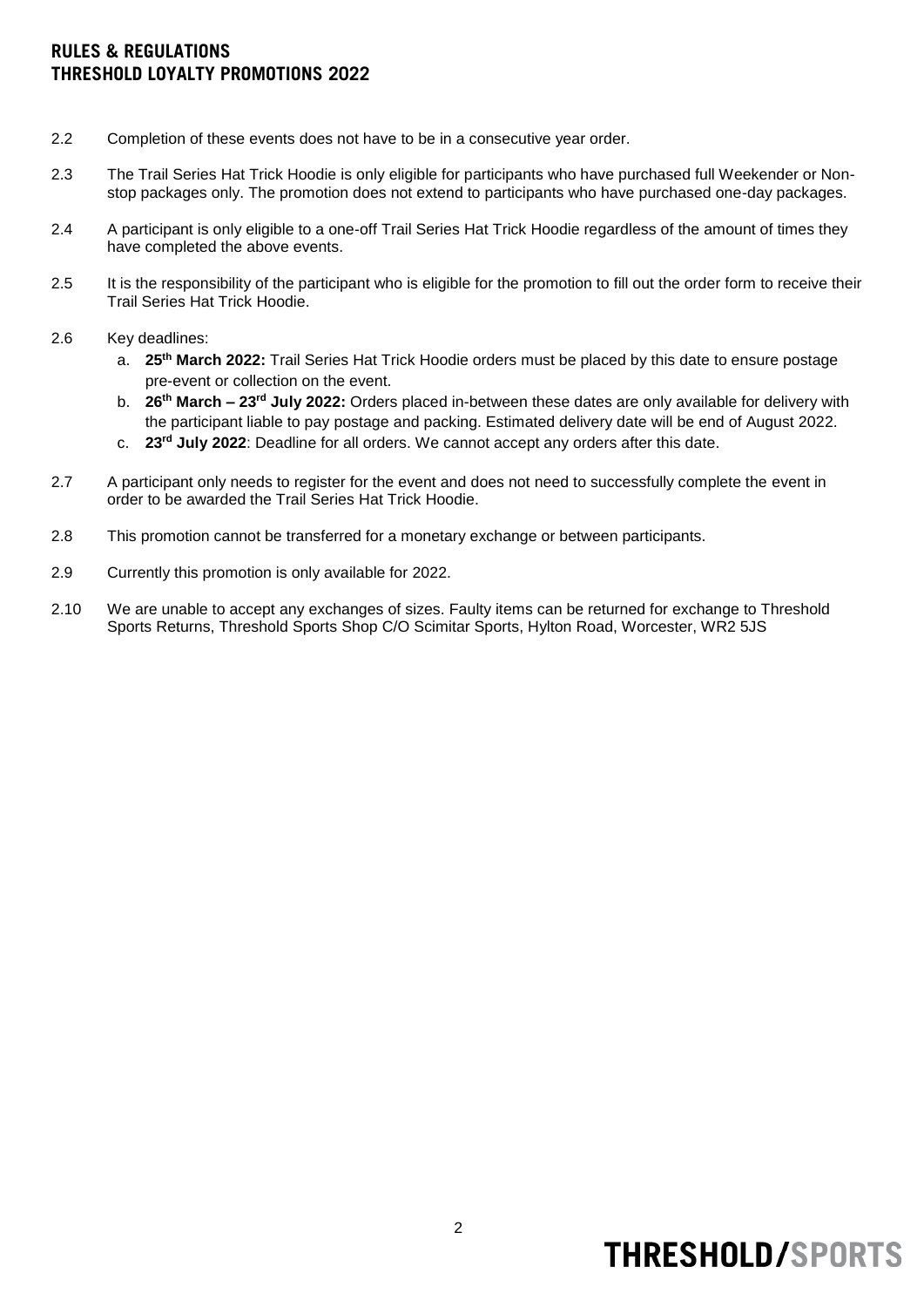2.2 Completion of these events does not have to be in a consecutive year order.

2.3 The Trail Series Hat Trick Hoodie is only eligible for participants who have purchased full Weekender or Non-stop packages only. The promotion does not extend to participants who have purchased one-day packages.

2.4 A participant is only eligible to a one-off Trail Series Hat Trick Hoodie regardless of the amount of times they have completed the above events.

2.5 It is the responsibility of the participant who is eligible for the promotion to fill out the order form to receive their Trail Series Hat Trick Hoodie.

2.6 Key deadlines:

   a. **25th March 2022:** Trail Series Hat Trick Hoodie orders must be placed by this date to ensure postage pre-event or collection on the event.
   b. **26th March – 23rd July 2022:** Orders placed in-between these dates are only available for delivery with the participant liable to pay postage and packing. Estimated delivery date will be end of August 2022.
   c. **23rd July 2022**: Deadline for all orders. We cannot accept any orders after this date.

2.7 A participant only needs to register for the event and does not need to successfully complete the event in order to be awarded the Trail Series Hat Trick Hoodie.

2.8 This promotion cannot be transferred for a monetary exchange or between participants.

2.9 Currently this promotion is only available for 2022.

2.10 We are unable to accept any exchanges of sizes. Faulty items can be returned for exchange to Threshold Sports Returns, Threshold Sports Shop C/O Scimitar Sports, Hylton Road, Worcester, WR2 5JS